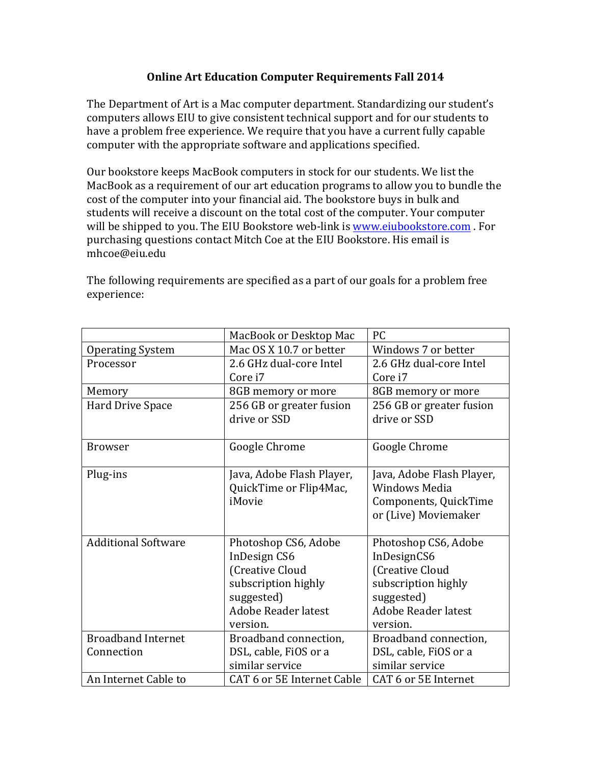# Online Art Education Computer Requirements Fall 2014

The Department of Art is a Mac computer department. Standardizing our student's computers allows EIU to give consistent technical support and for our students to have a problem free experience. We require that you have a current fully capable computer with the appropriate software and applications specified.

Our bookstore keeps MacBook computers in stock for our students. We list the MacBook as a requirement of our art education programs to allow you to bundle the cost of the computer into your financial aid. The bookstore buys in bulk and students will receive a discount on the total cost of the computer. Your computer will be shipped to you. The EIU Bookstore web-link is [www.eiubookstore.com](http://www.eiubookstore.com) . For purchasing questions contact Mitch Coe at the EIU Bookstore. His email is mhcoe@eiu.edu

The following requirements are specified as a part of our goals for a problem free experience:

| | MacBook or Desktop Mac | PC |
|---|---|---|
| Operating System | Mac OS X 10.7 or better | Windows 7 or better |
| Processor | 2.6 GHz dual-core Intel Core i7 | 2.6 GHz dual-core Intel Core i7 |
| Memory | 8GB memory or more | 8GB memory or more |
| Hard Drive Space | 256 GB or greater fusion drive or SSD | 256 GB or greater fusion drive or SSD |
| Browser | Google Chrome | Google Chrome |
| Plug-ins | Java, Adobe Flash Player, QuickTime or Flip4Mac, iMovie | Java, Adobe Flash Player, Windows Media Components, QuickTime or (Live) Moviemaker |
| Additional Software | Photoshop CS6, Adobe InDesign CS6 (Creative Cloud subscription highly suggested) Adobe Reader latest version. | Photoshop CS6, Adobe InDesignCS6 (Creative Cloud subscription highly suggested) Adobe Reader latest version. |
| Broadband Internet Connection | Broadband connection, DSL, cable, FiOS or a similar service | Broadband connection, DSL, cable, FiOS or a similar service |
| An Internet Cable to | CAT 6 or 5E Internet Cable | CAT 6 or 5E Internet |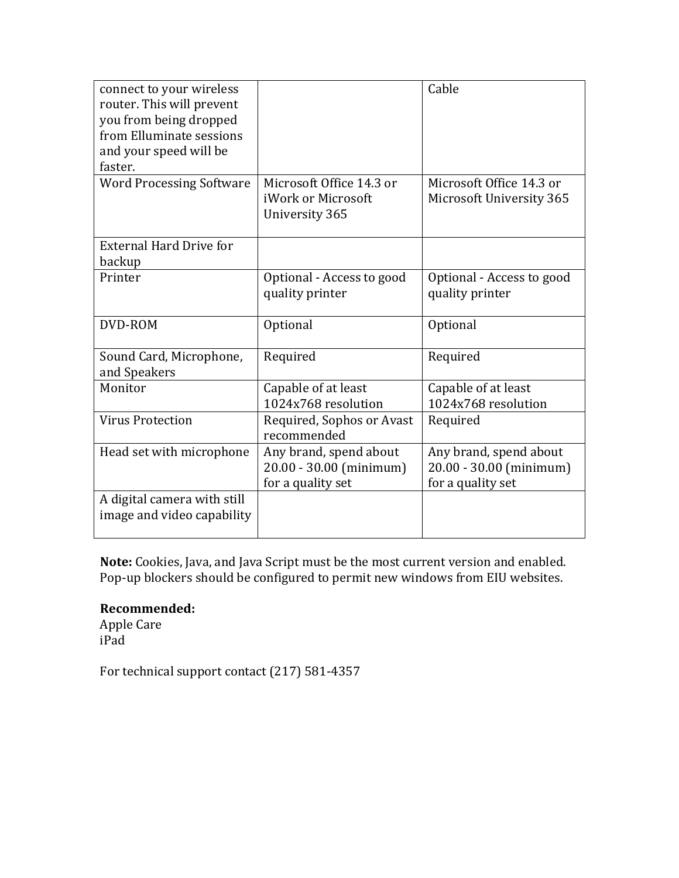| | | |
|---|---|---|
| connect to your wireless router. This will prevent you from being dropped from Elluminate sessions and your speed will be faster. | | Cable |
| Word Processing Software | Microsoft Office 14.3 or iWork or Microsoft University 365 | Microsoft Office 14.3 or Microsoft University 365 |
| External Hard Drive for backup | | |
| Printer | Optional - Access to good quality printer | Optional - Access to good quality printer |
| DVD-ROM | Optional | Optional |
| Sound Card, Microphone, and Speakers | Required | Required |
| Monitor | Capable of at least 1024x768 resolution | Capable of at least 1024x768 resolution |
| Virus Protection | Required, Sophos or Avast recommended | Required |
| Head set with microphone | Any brand, spend about 20.00 - 30.00 (minimum) for a quality set | Any brand, spend about 20.00 - 30.00 (minimum) for a quality set |
| A digital camera with still image and video capability | | |

**Note:** Cookies, Java, and Java Script must be the most current version and enabled. Pop-up blockers should be configured to permit new windows from EIU websites.

**Recommended:**
Apple Care
iPad

For technical support contact (217) 581-4357